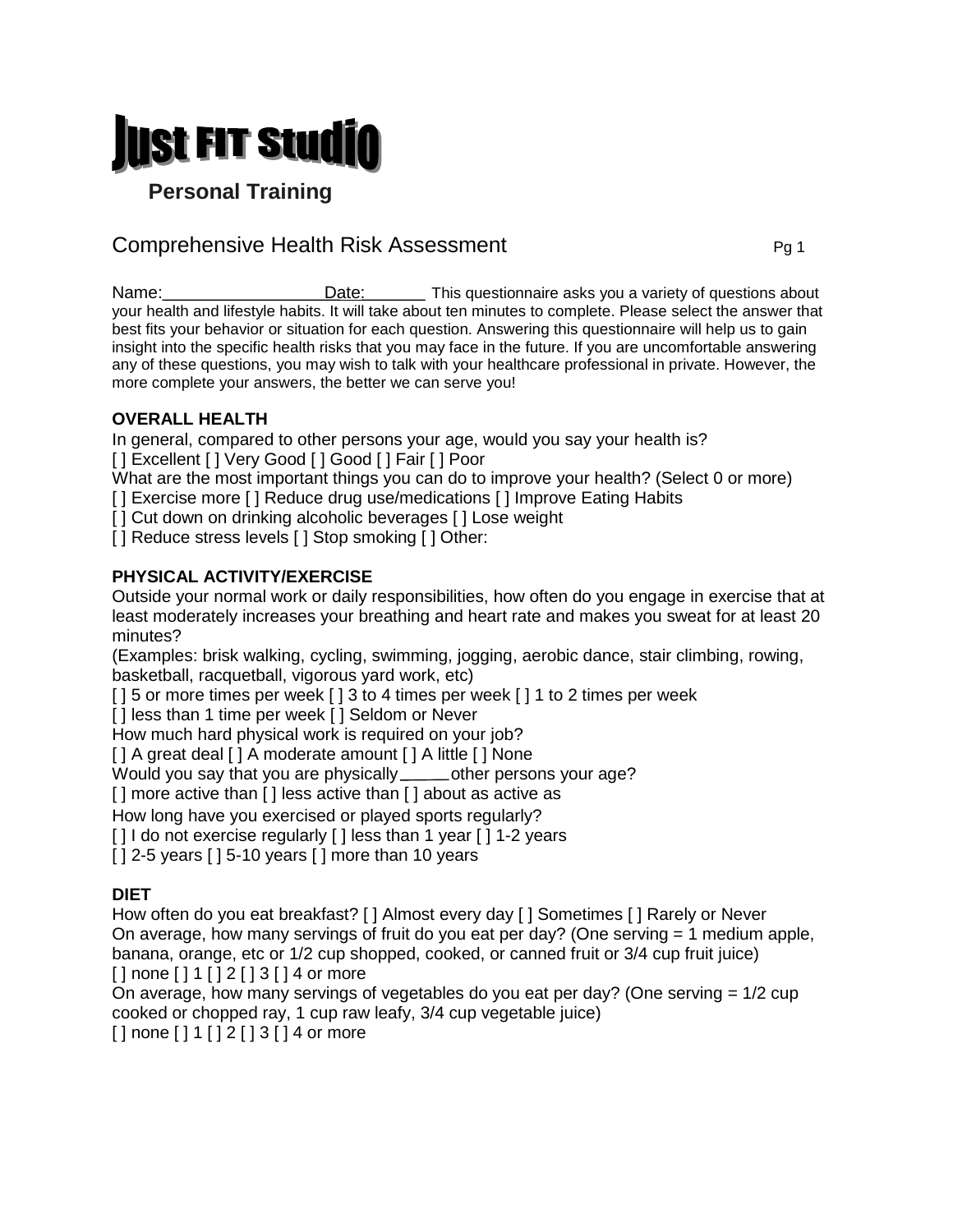# Just FIT Studio

**Personal Training**

## Comprehensive Health Risk Assessment

Name:________________Date:_______ This questionnaire asks you a variety of questions about your health and lifestyle habits. It will take about ten minutes to complete. Please select the answer that best fits your behavior or situation for each question. Answering this questionnaire will help us to gain insight into the specific health risks that you may face in the future. If you are uncomfortable answering any of these questions, you may wish to talk with your healthcare professional in private. However, the more complete your answers, the better we can serve you!

**OVERALL HEALTH**

In general, compared to other persons your age, would you say your health is?
[ ] Excellent [ ] Very Good [ ] Good [ ] Fair [ ] Poor
What are the most important things you can do to improve your health? (Select 0 or more)
[ ] Exercise more [ ] Reduce drug use/medications [ ] Improve Eating Habits
[ ] Cut down on drinking alcoholic beverages [ ] Lose weight
[ ] Reduce stress levels [ ] Stop smoking [ ] Other:

**PHYSICAL ACTIVITY/EXERCISE**

Outside your normal work or daily responsibilities, how often do you engage in exercise that at least moderately increases your breathing and heart rate and makes you sweat for at least 20 minutes?
(Examples: brisk walking, cycling, swimming, jogging, aerobic dance, stair climbing, rowing, basketball, racquetball, vigorous yard work, etc)
[ ] 5 or more times per week [ ] 3 to 4 times per week [ ] 1 to 2 times per week
[ ] less than 1 time per week [ ] Seldom or Never
How much hard physical work is required on your job?
[ ] A great deal [ ] A moderate amount [ ] A little [ ] None
Would you say that you are physically_____other persons your age?
[ ] more active than [ ] less active than [ ] about as active as
How long have you exercised or played sports regularly?
[ ] I do not exercise regularly [ ] less than 1 year [ ] 1-2 years
[ ] 2-5 years [ ] 5-10 years [ ] more than 10 years

**DIET**

How often do you eat breakfast? [ ] Almost every day [ ] Sometimes [ ] Rarely or Never
On average, how many servings of fruit do you eat per day? (One serving = 1 medium apple, banana, orange, etc or 1/2 cup shopped, cooked, or canned fruit or 3/4 cup fruit juice)
[ ] none [ ] 1 [ ] 2 [ ] 3 [ ] 4 or more
On average, how many servings of vegetables do you eat per day? (One serving = 1/2 cup cooked or chopped ray, 1 cup raw leafy, 3/4 cup vegetable juice)
[ ] none [ ] 1 [ ] 2 [ ] 3 [ ] 4 or more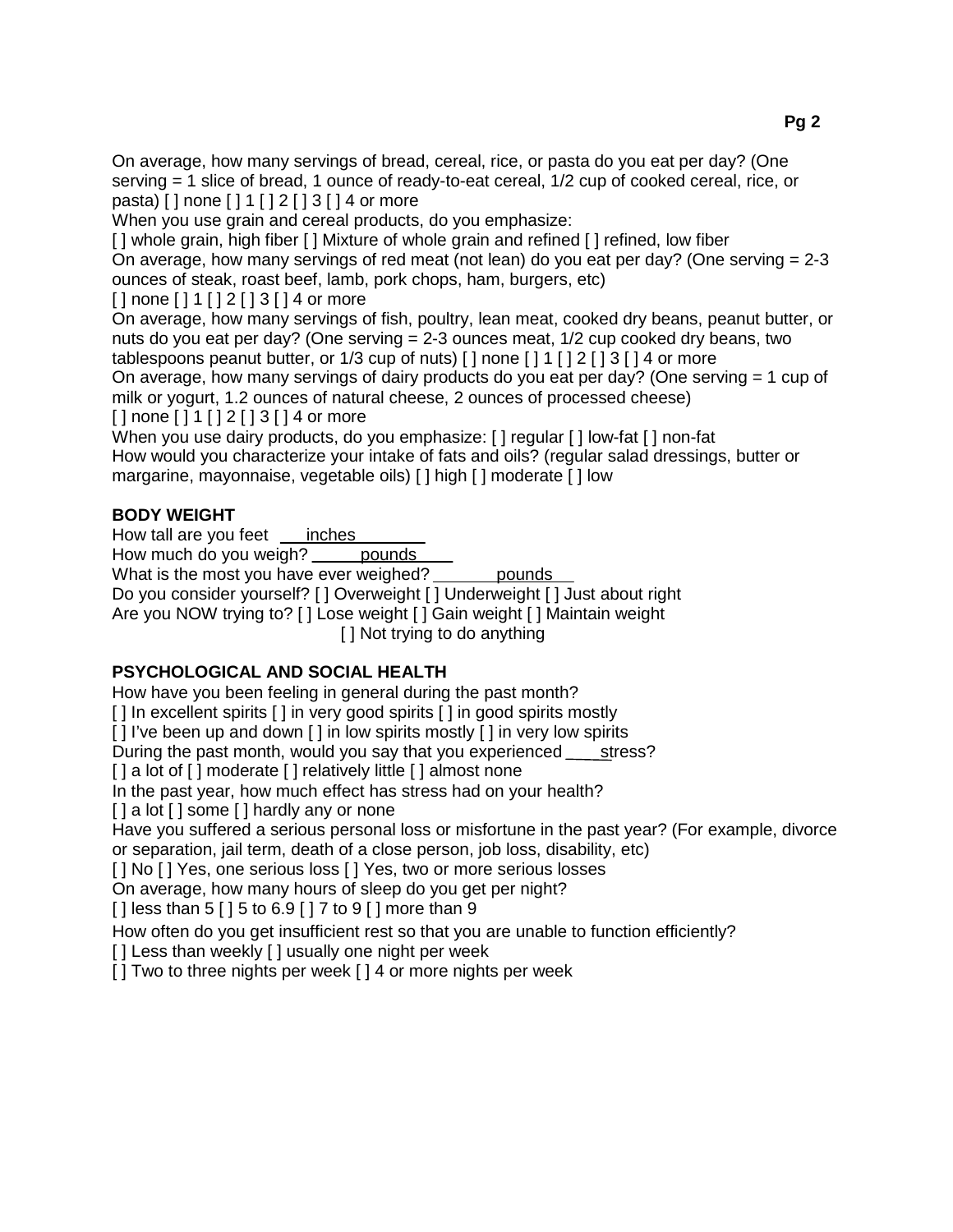On average, how many servings of bread, cereal, rice, or pasta do you eat per day? (One serving = 1 slice of bread, 1 ounce of ready-to-eat cereal, 1/2 cup of cooked cereal, rice, or pasta) [ ] none [ ] 1 [ ] 2 [ ] 3 [ ] 4 or more

When you use grain and cereal products, do you emphasize:

[ ] whole grain, high fiber [ ] Mixture of whole grain and refined [ ] refined, low fiber

On average, how many servings of red meat (not lean) do you eat per day? (One serving = 2-3 ounces of steak, roast beef, lamb, pork chops, ham, burgers, etc)

[ ] none [ ] 1 [ ] 2 [ ] 3 [ ] 4 or more

On average, how many servings of fish, poultry, lean meat, cooked dry beans, peanut butter, or nuts do you eat per day? (One serving = 2-3 ounces meat, 1/2 cup cooked dry beans, two tablespoons peanut butter, or 1/3 cup of nuts) [ ] none [ ] 1 [ ] 2 [ ] 3 [ ] 4 or more

On average, how many servings of dairy products do you eat per day? (One serving = 1 cup of milk or yogurt, 1.2 ounces of natural cheese, 2 ounces of processed cheese)

[ ] none [ ] 1 [ ] 2 [ ] 3 [ ] 4 or more

When you use dairy products, do you emphasize: [ ] regular [ ] low-fat [ ] non-fat

How would you characterize your intake of fats and oils? (regular salad dressings, butter or margarine, mayonnaise, vegetable oils) [ ] high [ ] moderate [ ] low

**BODY WEIGHT**

How tall are you feet ___inches_______

How much do you weigh? _____pounds____

What is the most you have ever weighed? _______pounds__

Do you consider yourself? [ ] Overweight [ ] Underweight [ ] Just about right

Are you NOW trying to? [ ] Lose weight [ ] Gain weight [ ] Maintain weight [ ] Not trying to do anything

**PSYCHOLOGICAL AND SOCIAL HEALTH**

How have you been feeling in general during the past month?

[ ] In excellent spirits [ ] in very good spirits [ ] in good spirits mostly

[ ] I've been up and down [ ] in low spirits mostly [ ] in very low spirits

During the past month, would you say that you experienced ____stress?

[ ] a lot of [ ] moderate [ ] relatively little [ ] almost none

In the past year, how much effect has stress had on your health?

[ ] a lot [ ] some [ ] hardly any or none

Have you suffered a serious personal loss or misfortune in the past year? (For example, divorce or separation, jail term, death of a close person, job loss, disability, etc)

[ ] No [ ] Yes, one serious loss [ ] Yes, two or more serious losses

On average, how many hours of sleep do you get per night?

[ ] less than 5 [ ] 5 to 6.9 [ ] 7 to 9 [ ] more than 9

How often do you get insufficient rest so that you are unable to function efficiently?

[ ] Less than weekly [ ] usually one night per week

[ ] Two to three nights per week [ ] 4 or more nights per week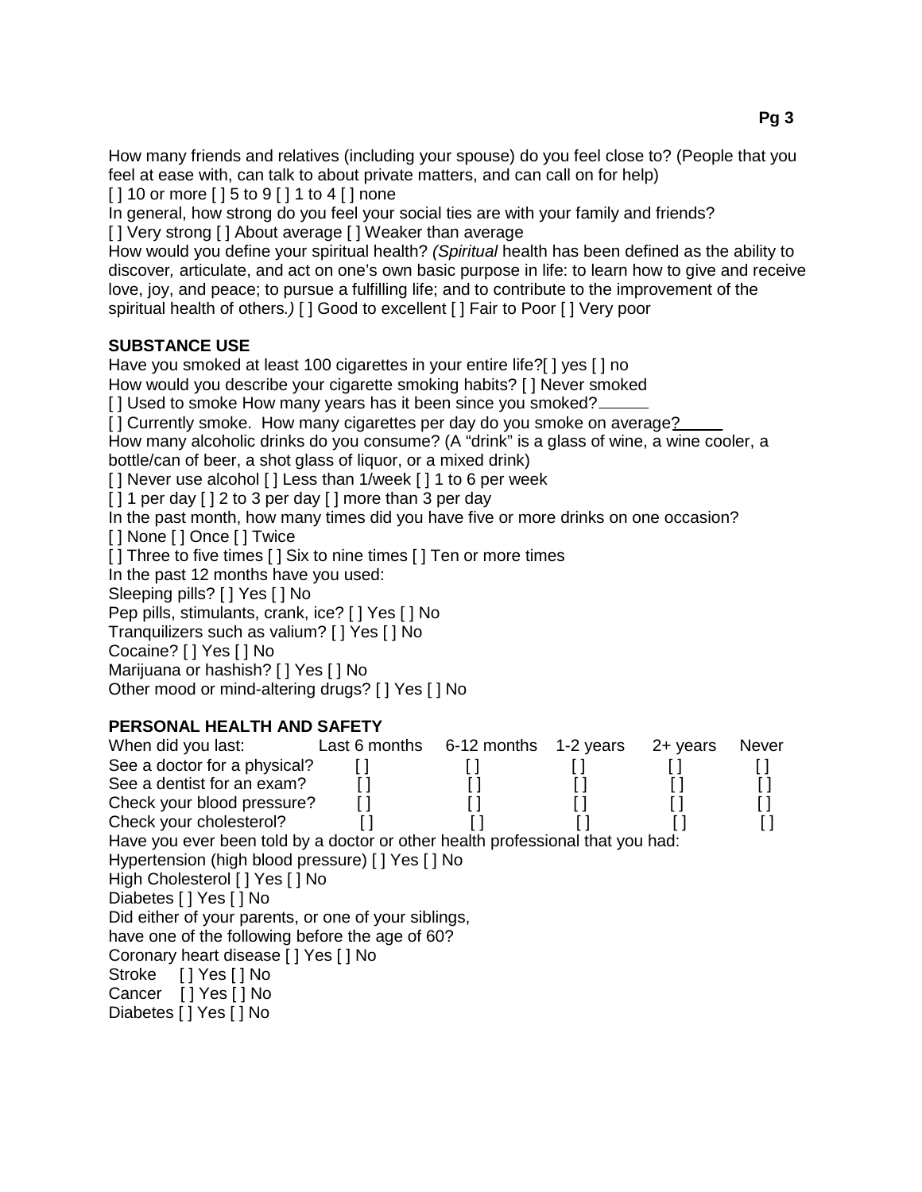How many friends and relatives (including your spouse) do you feel close to? (People that you feel at ease with, can talk to about private matters, and can call on for help)
[ ] 10 or more [ ] 5 to 9 [ ] 1 to 4 [ ] none
In general, how strong do you feel your social ties are with your family and friends?
[ ] Very strong [ ] About average [ ] Weaker than average
How would you define your spiritual health? *(Spiritual* health has been defined as the ability to discover*,* articulate, and act on one's own basic purpose in life: to learn how to give and receive love, joy, and peace; to pursue a fulfilling life; and to contribute to the improvement of the spiritual health of others*.)* [ ] Good to excellent [ ] Fair to Poor [ ] Very poor

**SUBSTANCE USE**

Have you smoked at least 100 cigarettes in your entire life?[ ] yes [ ] no
How would you describe your cigarette smoking habits? [ ] Never smoked
[ ] Used to smoke How many years has it been since you smoked?______
[ ] Currently smoke. How many cigarettes per day do you smoke on average?_____
How many alcoholic drinks do you consume? (A "drink" is a glass of wine, a wine cooler, a bottle/can of beer, a shot glass of liquor, or a mixed drink)
[ ] Never use alcohol [ ] Less than 1/week [ ] 1 to 6 per week
[ ] 1 per day [ ] 2 to 3 per day [ ] more than 3 per day
In the past month, how many times did you have five or more drinks on one occasion?
[ ] None [ ] Once [ ] Twice
[ ] Three to five times [ ] Six to nine times [ ] Ten or more times
In the past 12 months have you used:
Sleeping pills? [ ] Yes [ ] No
Pep pills, stimulants, crank, ice? [ ] Yes [ ] No
Tranquilizers such as valium? [ ] Yes [ ] No
Cocaine? [ ] Yes [ ] No
Marijuana or hashish? [ ] Yes [ ] No
Other mood or mind-altering drugs? [ ] Yes [ ] No

**PERSONAL HEALTH AND SAFETY**

| When did you last: | Last 6 months | 6-12 months | 1-2 years | 2+ years | Never |
|---|---|---|---|---|---|
| See a doctor for a physical? | [ ] | [ ] | [ ] | [ ] | [ ] |
| See a dentist for an exam? | [ ] | [ ] | [ ] | [ ] | [ ] |
| Check your blood pressure? | [ ] | [ ] | [ ] | [ ] | [ ] |
| Check your cholesterol? | [ ] | [ ] | [ ] | [ ] | [ ] |

Have you ever been told by a doctor or other health professional that you had:
Hypertension (high blood pressure) [ ] Yes [ ] No
High Cholesterol [ ] Yes [ ] No
Diabetes [ ] Yes [ ] No
Did either of your parents, or one of your siblings,
have one of the following before the age of 60?
Coronary heart disease [ ] Yes [ ] No
Stroke [ ] Yes [ ] No
Cancer [ ] Yes [ ] No
Diabetes [ ] Yes [ ] No